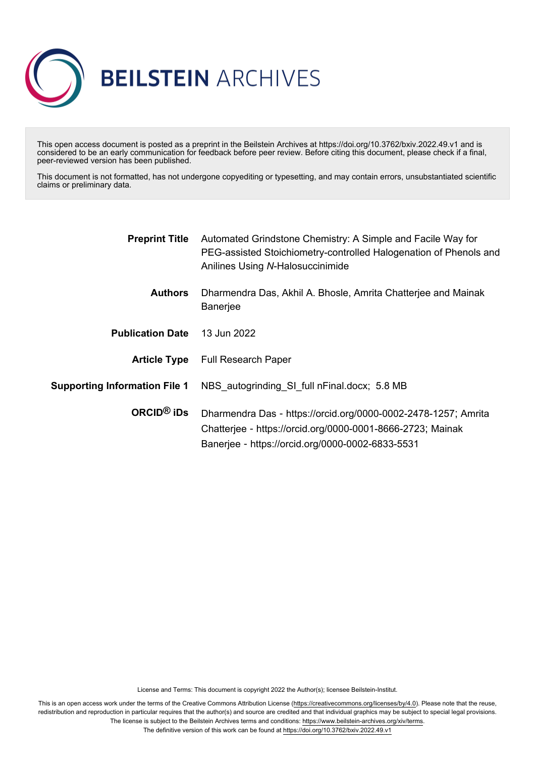# BEILSTEIN ARCHIVES

This open access document is posted as a preprint in the Beilstein Archives at https://doi.org/10.3762/bxiv.2022.49.v1 and is considered to be an early communication for feedback before peer review. Before citing this document, please check if a final, peer-reviewed version has been published.

This document is not formatted, has not undergone copyediting or typesetting, and may contain errors, unsubstantiated scientific claims or preliminary data.

| | |
|---|---|
| **Preprint Title** | Automated Grindstone Chemistry: A Simple and Facile Way for PEG-assisted Stoichiometry-controlled Halogenation of Phenols and Anilines Using *N*-Halosuccinimide |
| **Authors** | Dharmendra Das, Akhil A. Bhosle, Amrita Chatterjee and Mainak Banerjee |
| **Publication Date** | 13 Jun 2022 |
| **Article Type** | Full Research Paper |
| **Supporting Information File 1** | NBS_autogrinding_SI_full nFinal.docx; 5.8 MB |
| **ORCID® iDs** | Dharmendra Das - https://orcid.org/0000-0002-2478-1257; Amrita Chatterjee - https://orcid.org/0000-0001-8666-2723; Mainak Banerjee - https://orcid.org/0000-0002-6833-5531 |

License and Terms: This document is copyright 2022 the Author(s); licensee Beilstein-Institut.

This is an open access work under the terms of the Creative Commons Attribution License (https://creativecommons.org/licenses/by/4.0). Please note that the reuse, redistribution and reproduction in particular requires that the author(s) and source are credited and that individual graphics may be subject to special legal provisions. The license is subject to the Beilstein Archives terms and conditions: https://www.beilstein-archives.org/xiv/terms.

The definitive version of this work can be found at https://doi.org/10.3762/bxiv.2022.49.v1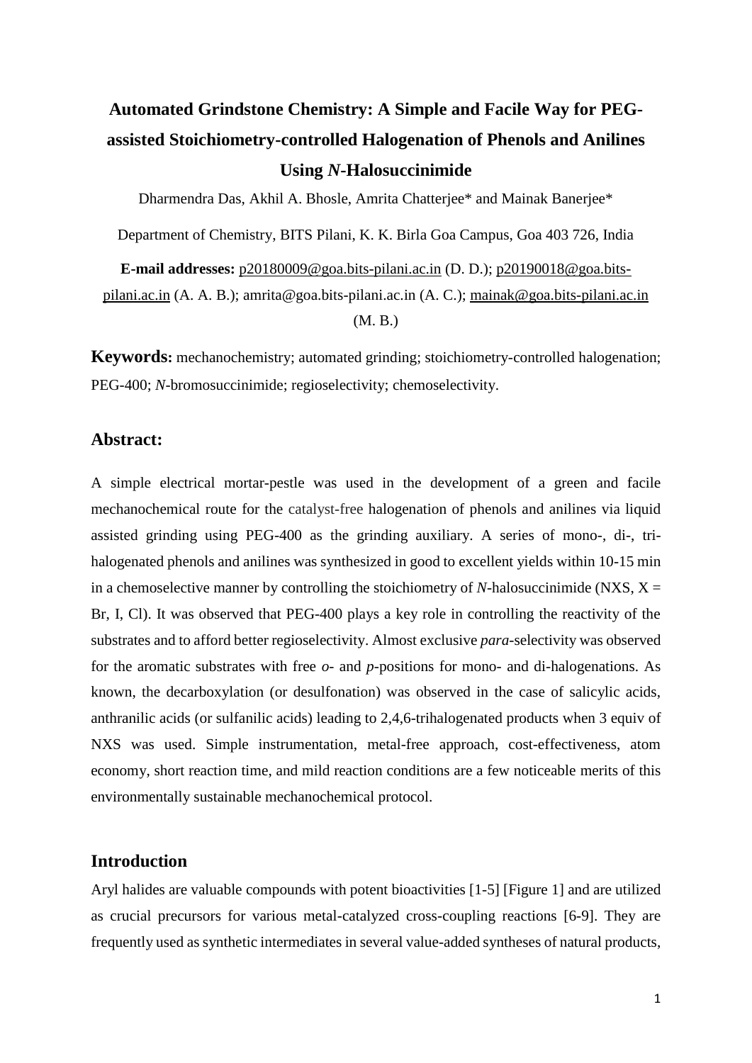# Automated Grindstone Chemistry: A Simple and Facile Way for PEG-assisted Stoichiometry-controlled Halogenation of Phenols and Anilines Using *N*-Halosuccinimide

Dharmendra Das, Akhil A. Bhosle, Amrita Chatterjee* and Mainak Banerjee*

Department of Chemistry, BITS Pilani, K. K. Birla Goa Campus, Goa 403 726, India

**E-mail addresses:** p20180009@goa.bits-pilani.ac.in (D. D.); p20190018@goa.bits-pilani.ac.in (A. A. B.); amrita@goa.bits-pilani.ac.in (A. C.); mainak@goa.bits-pilani.ac.in (M. B.)

**Keywords:** mechanochemistry; automated grinding; stoichiometry-controlled halogenation; PEG-400; *N*-bromosuccinimide; regioselectivity; chemoselectivity.

## Abstract:

A simple electrical mortar-pestle was used in the development of a green and facile mechanochemical route for the catalyst-free halogenation of phenols and anilines via liquid assisted grinding using PEG-400 as the grinding auxiliary. A series of mono-, di-, tri-halogenated phenols and anilines was synthesized in good to excellent yields within 10-15 min in a chemoselective manner by controlling the stoichiometry of *N*-halosuccinimide (NXS, X = Br, I, Cl). It was observed that PEG-400 plays a key role in controlling the reactivity of the substrates and to afford better regioselectivity. Almost exclusive *para*-selectivity was observed for the aromatic substrates with free *o*- and *p*-positions for mono- and di-halogenations. As known, the decarboxylation (or desulfonation) was observed in the case of salicylic acids, anthranilic acids (or sulfanilic acids) leading to 2,4,6-trihalogenated products when 3 equiv of NXS was used. Simple instrumentation, metal-free approach, cost-effectiveness, atom economy, short reaction time, and mild reaction conditions are a few noticeable merits of this environmentally sustainable mechanochemical protocol.

## Introduction

Aryl halides are valuable compounds with potent bioactivities [1-5] [Figure 1] and are utilized as crucial precursors for various metal-catalyzed cross-coupling reactions [6-9]. They are frequently used as synthetic intermediates in several value-added syntheses of natural products,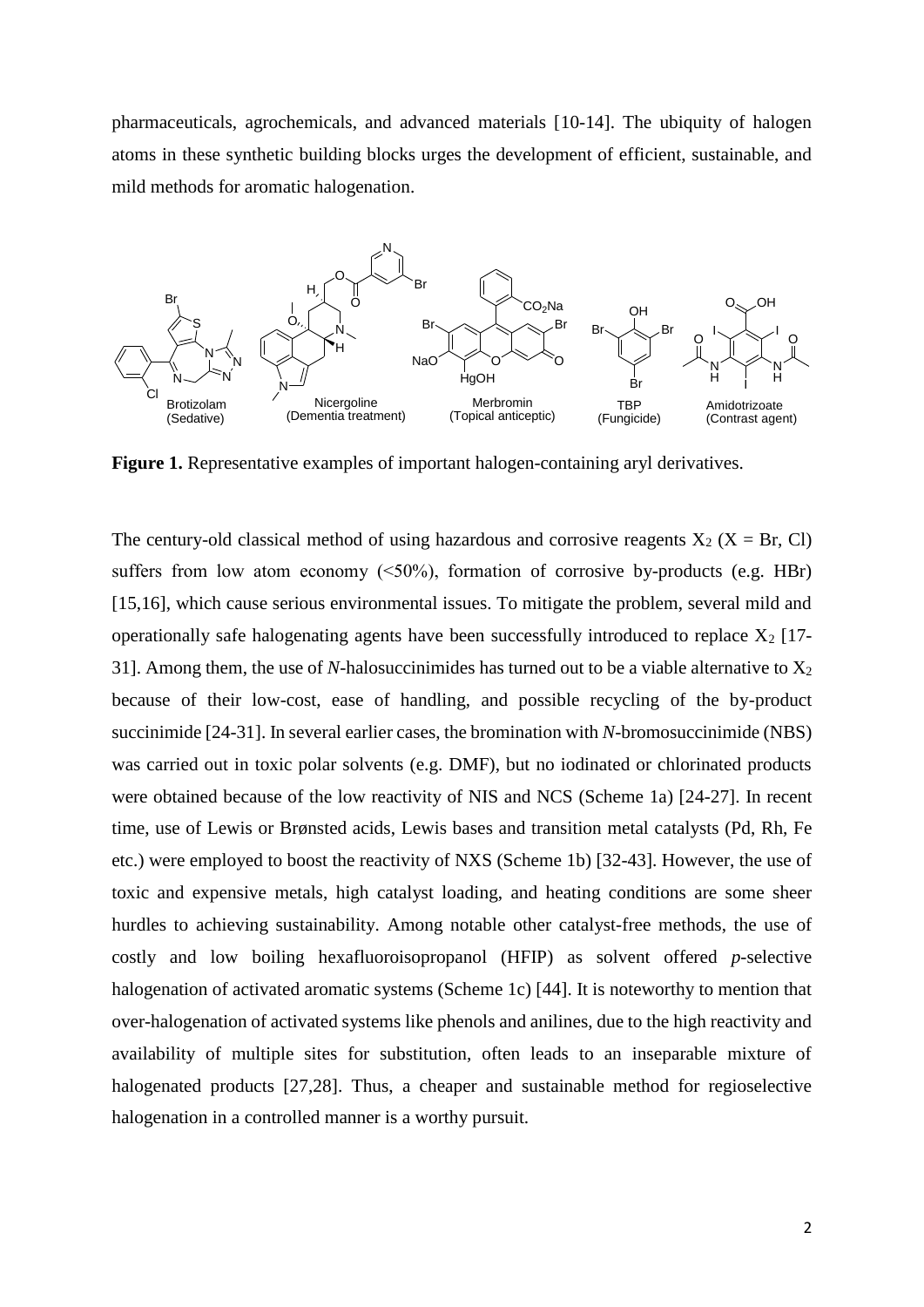pharmaceuticals, agrochemicals, and advanced materials [10-14]. The ubiquity of halogen atoms in these synthetic building blocks urges the development of efficient, sustainable, and mild methods for aromatic halogenation.

**Figure 1.** Representative examples of important halogen-containing aryl derivatives.

The century-old classical method of using hazardous and corrosive reagents $X_2$ (X = Br, Cl) suffers from low atom economy (<50%), formation of corrosive by-products (e.g. HBr) [15,16], which cause serious environmental issues. To mitigate the problem, several mild and operationally safe halogenating agents have been successfully introduced to replace $X_2$ [17-31]. Among them, the use of *N*-halosuccinimides has turned out to be a viable alternative to $X_2$ because of their low-cost, ease of handling, and possible recycling of the by-product succinimide [24-31]. In several earlier cases, the bromination with *N*-bromosuccinimide (NBS) was carried out in toxic polar solvents (e.g. DMF), but no iodinated or chlorinated products were obtained because of the low reactivity of NIS and NCS (Scheme 1a) [24-27]. In recent time, use of Lewis or Brønsted acids, Lewis bases and transition metal catalysts (Pd, Rh, Fe etc.) were employed to boost the reactivity of NXS (Scheme 1b) [32-43]. However, the use of toxic and expensive metals, high catalyst loading, and heating conditions are some sheer hurdles to achieving sustainability. Among notable other catalyst-free methods, the use of costly and low boiling hexafluoroisopropanol (HFIP) as solvent offered *p*-selective halogenation of activated aromatic systems (Scheme 1c) [44]. It is noteworthy to mention that over-halogenation of activated systems like phenols and anilines, due to the high reactivity and availability of multiple sites for substitution, often leads to an inseparable mixture of halogenated products [27,28]. Thus, a cheaper and sustainable method for regioselective halogenation in a controlled manner is a worthy pursuit.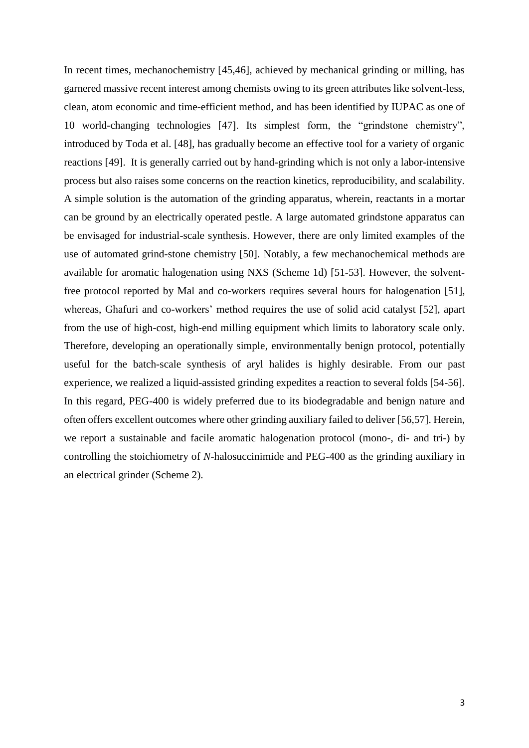In recent times, mechanochemistry [45,46], achieved by mechanical grinding or milling, has garnered massive recent interest among chemists owing to its green attributes like solvent-less, clean, atom economic and time-efficient method, and has been identified by IUPAC as one of 10 world-changing technologies [47]. Its simplest form, the "grindstone chemistry", introduced by Toda et al. [48], has gradually become an effective tool for a variety of organic reactions [49]. It is generally carried out by hand-grinding which is not only a labor-intensive process but also raises some concerns on the reaction kinetics, reproducibility, and scalability. A simple solution is the automation of the grinding apparatus, wherein, reactants in a mortar can be ground by an electrically operated pestle. A large automated grindstone apparatus can be envisaged for industrial-scale synthesis. However, there are only limited examples of the use of automated grind-stone chemistry [50]. Notably, a few mechanochemical methods are available for aromatic halogenation using NXS (Scheme 1d) [51-53]. However, the solvent-free protocol reported by Mal and co-workers requires several hours for halogenation [51], whereas, Ghafuri and co-workers' method requires the use of solid acid catalyst [52], apart from the use of high-cost, high-end milling equipment which limits to laboratory scale only. Therefore, developing an operationally simple, environmentally benign protocol, potentially useful for the batch-scale synthesis of aryl halides is highly desirable. From our past experience, we realized a liquid-assisted grinding expedites a reaction to several folds [54-56]. In this regard, PEG-400 is widely preferred due to its biodegradable and benign nature and often offers excellent outcomes where other grinding auxiliary failed to deliver [56,57]. Herein, we report a sustainable and facile aromatic halogenation protocol (mono-, di- and tri-) by controlling the stoichiometry of *N*-halosuccinimide and PEG-400 as the grinding auxiliary in an electrical grinder (Scheme 2).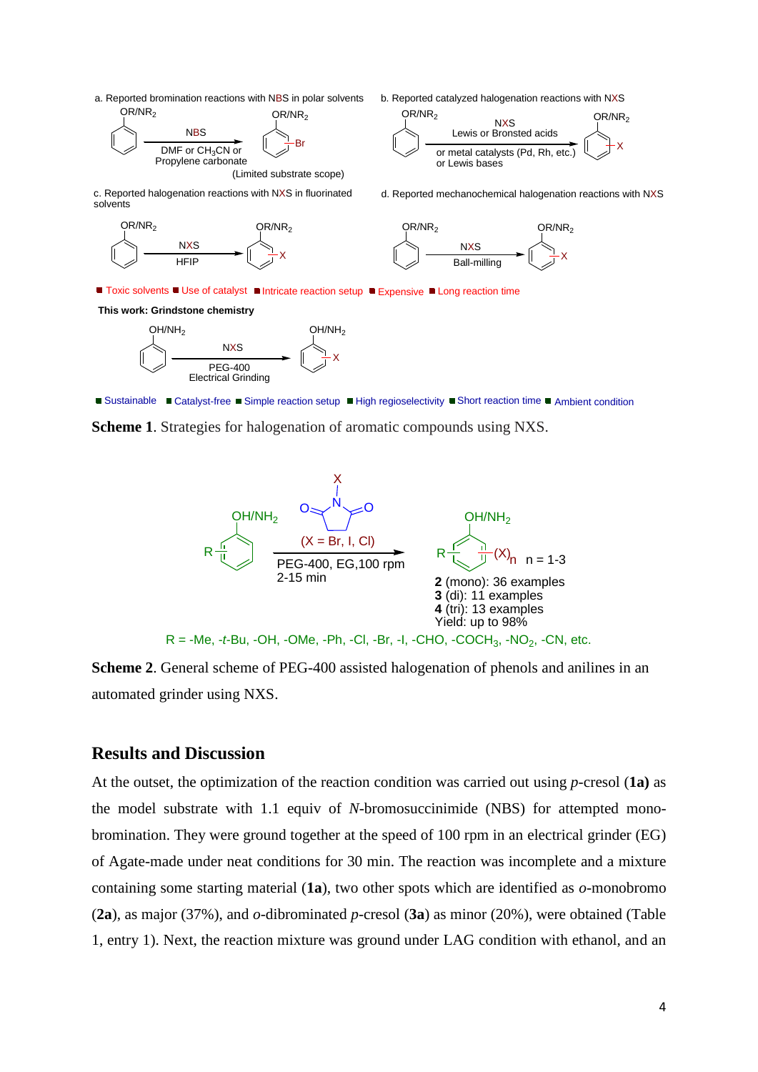**Scheme 1**. Strategies for halogenation of aromatic compounds using NXS.

**Scheme 2**. General scheme of PEG-400 assisted halogenation of phenols and anilines in an automated grinder using NXS.

## Results and Discussion

At the outset, the optimization of the reaction condition was carried out using *p*-cresol (**1a)** as the model substrate with 1.1 equiv of *N*-bromosuccinimide (NBS) for attempted mono-bromination. They were ground together at the speed of 100 rpm in an electrical grinder (EG) of Agate-made under neat conditions for 30 min. The reaction was incomplete and a mixture containing some starting material (**1a**), two other spots which are identified as *o*-monobromo (**2a**), as major (37%), and *o*-dibrominated *p*-cresol (**3a**) as minor (20%), were obtained (Table 1, entry 1). Next, the reaction mixture was ground under LAG condition with ethanol, and an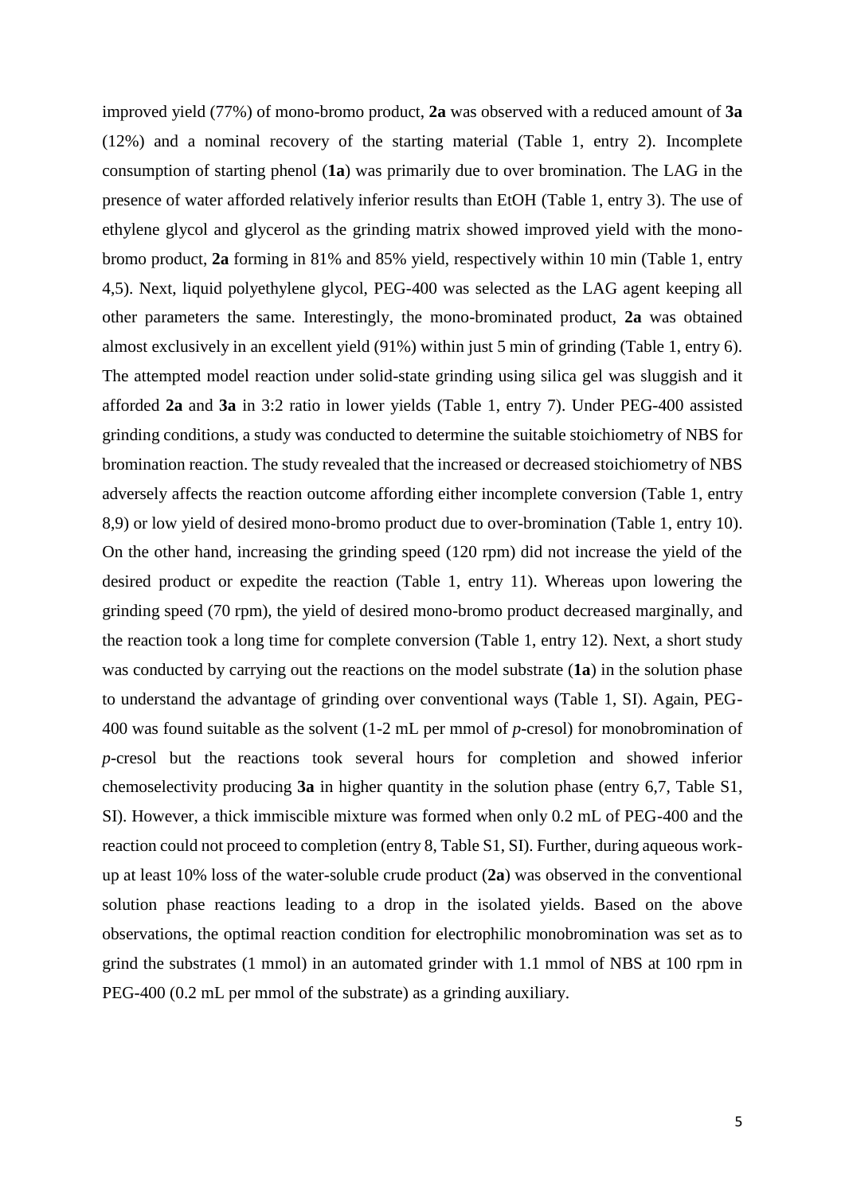improved yield (77%) of mono-bromo product, **2a** was observed with a reduced amount of **3a** (12%) and a nominal recovery of the starting material (Table 1, entry 2). Incomplete consumption of starting phenol (**1a**) was primarily due to over bromination. The LAG in the presence of water afforded relatively inferior results than EtOH (Table 1, entry 3). The use of ethylene glycol and glycerol as the grinding matrix showed improved yield with the mono-bromo product, **2a** forming in 81% and 85% yield, respectively within 10 min (Table 1, entry 4,5). Next, liquid polyethylene glycol, PEG-400 was selected as the LAG agent keeping all other parameters the same. Interestingly, the mono-brominated product, **2a** was obtained almost exclusively in an excellent yield (91%) within just 5 min of grinding (Table 1, entry 6). The attempted model reaction under solid-state grinding using silica gel was sluggish and it afforded **2a** and **3a** in 3:2 ratio in lower yields (Table 1, entry 7). Under PEG-400 assisted grinding conditions, a study was conducted to determine the suitable stoichiometry of NBS for bromination reaction. The study revealed that the increased or decreased stoichiometry of NBS adversely affects the reaction outcome affording either incomplete conversion (Table 1, entry 8,9) or low yield of desired mono-bromo product due to over-bromination (Table 1, entry 10). On the other hand, increasing the grinding speed (120 rpm) did not increase the yield of the desired product or expedite the reaction (Table 1, entry 11). Whereas upon lowering the grinding speed (70 rpm), the yield of desired mono-bromo product decreased marginally, and the reaction took a long time for complete conversion (Table 1, entry 12). Next, a short study was conducted by carrying out the reactions on the model substrate (**1a**) in the solution phase to understand the advantage of grinding over conventional ways (Table 1, SI). Again, PEG-400 was found suitable as the solvent (1-2 mL per mmol of *p*-cresol) for monobromination of *p*-cresol but the reactions took several hours for completion and showed inferior chemoselectivity producing **3a** in higher quantity in the solution phase (entry 6,7, Table S1, SI). However, a thick immiscible mixture was formed when only 0.2 mL of PEG-400 and the reaction could not proceed to completion (entry 8, Table S1, SI). Further, during aqueous work-up at least 10% loss of the water-soluble crude product (**2a**) was observed in the conventional solution phase reactions leading to a drop in the isolated yields. Based on the above observations, the optimal reaction condition for electrophilic monobromination was set as to grind the substrates (1 mmol) in an automated grinder with 1.1 mmol of NBS at 100 rpm in PEG-400 (0.2 mL per mmol of the substrate) as a grinding auxiliary.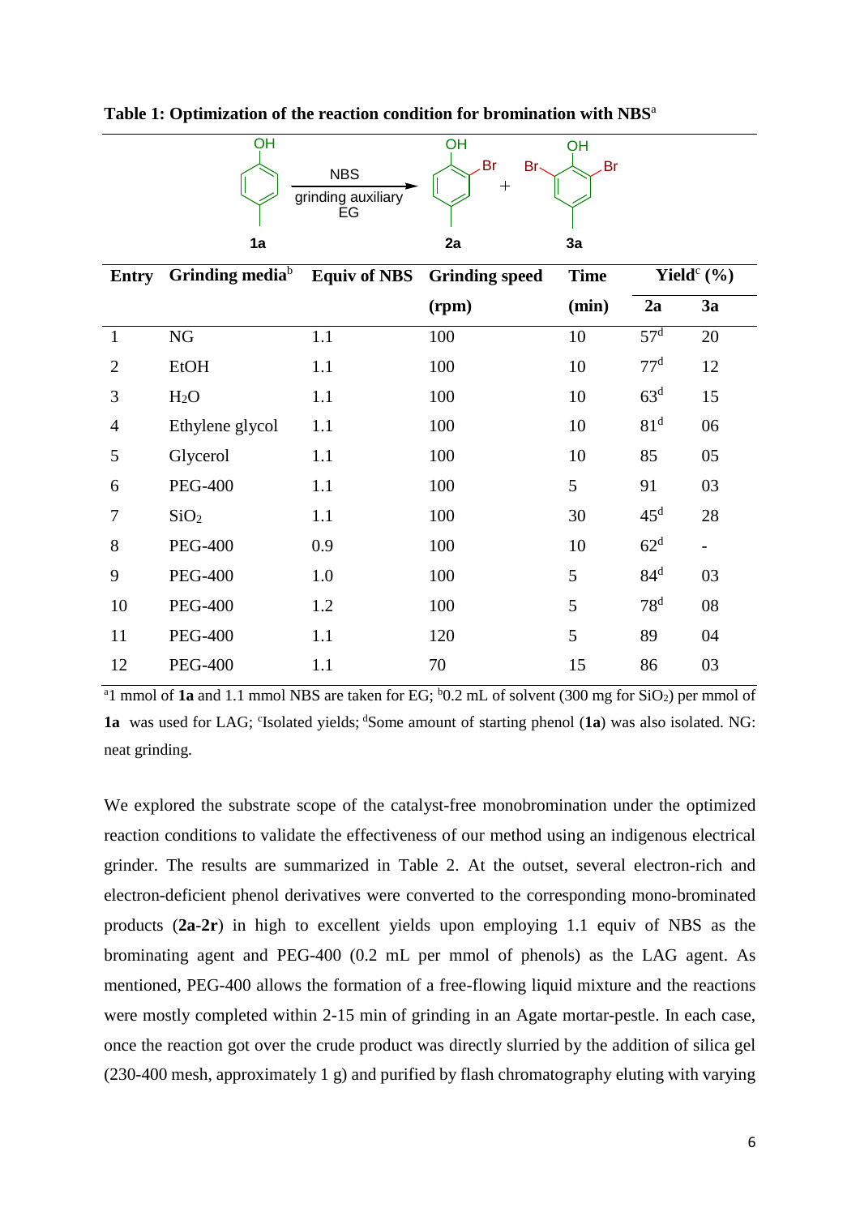**Table 1: Optimization of the reaction condition for bromination with NBS**[a]

1a → (NBS, grinding auxiliary, EG) → 2a + 3a

| Entry | Grinding media[b] | Equiv of NBS | Grinding speed (rpm) | Time (min) | Yield[c] (%) | |
|---|---|---|---|---|---|---|
| | | | | | 2a | 3a |
| 1 | NG | 1.1 | 100 | 10 | 57[d] | 20 |
| 2 | EtOH | 1.1 | 100 | 10 | 77[d] | 12 |
| 3 | $H_2O$ | 1.1 | 100 | 10 | 63[d] | 15 |
| 4 | Ethylene glycol | 1.1 | 100 | 10 | 81[d] | 06 |
| 5 | Glycerol | 1.1 | 100 | 10 | 85 | 05 |
| 6 | PEG-400 | 1.1 | 100 | 5 | 91 | 03 |
| 7 | $SiO_2$ | 1.1 | 100 | 30 | 45[d] | 28 |
| 8 | PEG-400 | 0.9 | 100 | 10 | 62[d] | - |
| 9 | PEG-400 | 1.0 | 100 | 5 | 84[d] | 03 |
| 10 | PEG-400 | 1.2 | 100 | 5 | 78[d] | 08 |
| 11 | PEG-400 | 1.1 | 120 | 5 | 89 | 04 |
| 12 | PEG-400 | 1.1 | 70 | 15 | 86 | 03 |

[a]1 mmol of **1a** and 1.1 mmol NBS are taken for EG; [b]0.2 mL of solvent (300 mg for $SiO_2$) per mmol of **1a** was used for LAG; [c]Isolated yields; [d]Some amount of starting phenol (**1a**) was also isolated. NG: neat grinding.

We explored the substrate scope of the catalyst-free monobromination under the optimized reaction conditions to validate the effectiveness of our method using an indigenous electrical grinder. The results are summarized in Table 2. At the outset, several electron-rich and electron-deficient phenol derivatives were converted to the corresponding mono-brominated products (**2a**-**2r**) in high to excellent yields upon employing 1.1 equiv of NBS as the brominating agent and PEG-400 (0.2 mL per mmol of phenols) as the LAG agent. As mentioned, PEG-400 allows the formation of a free-flowing liquid mixture and the reactions were mostly completed within 2-15 min of grinding in an Agate mortar-pestle. In each case, once the reaction got over the crude product was directly slurried by the addition of silica gel (230-400 mesh, approximately 1 g) and purified by flash chromatography eluting with varying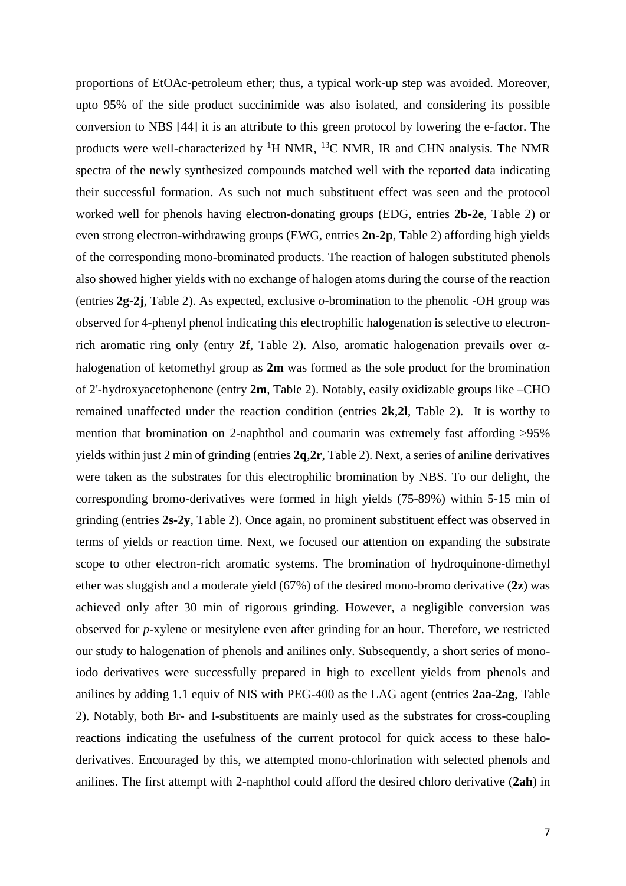proportions of EtOAc-petroleum ether; thus, a typical work-up step was avoided. Moreover, upto 95% of the side product succinimide was also isolated, and considering its possible conversion to NBS [44] it is an attribute to this green protocol by lowering the e-factor. The products were well-characterized by $^{1}$H NMR, $^{13}$C NMR, IR and CHN analysis. The NMR spectra of the newly synthesized compounds matched well with the reported data indicating their successful formation. As such not much substituent effect was seen and the protocol worked well for phenols having electron-donating groups (EDG, entries **2b-2e**, Table 2) or even strong electron-withdrawing groups (EWG, entries **2n-2p**, Table 2) affording high yields of the corresponding mono-brominated products. The reaction of halogen substituted phenols also showed higher yields with no exchange of halogen atoms during the course of the reaction (entries **2g-2j**, Table 2). As expected, exclusive *o*-bromination to the phenolic -OH group was observed for 4-phenyl phenol indicating this electrophilic halogenation is selective to electron-rich aromatic ring only (entry **2f**, Table 2). Also, aromatic halogenation prevails over $\alpha$-halogenation of ketomethyl group as **2m** was formed as the sole product for the bromination of 2'-hydroxyacetophenone (entry **2m**, Table 2). Notably, easily oxidizable groups like –CHO remained unaffected under the reaction condition (entries **2k**,**2l**, Table 2). It is worthy to mention that bromination on 2-naphthol and coumarin was extremely fast affording >95% yields within just 2 min of grinding (entries **2q**,**2r**, Table 2). Next, a series of aniline derivatives were taken as the substrates for this electrophilic bromination by NBS. To our delight, the corresponding bromo-derivatives were formed in high yields (75-89%) within 5-15 min of grinding (entries **2s-2y**, Table 2). Once again, no prominent substituent effect was observed in terms of yields or reaction time. Next, we focused our attention on expanding the substrate scope to other electron-rich aromatic systems. The bromination of hydroquinone-dimethyl ether was sluggish and a moderate yield (67%) of the desired mono-bromo derivative (**2z**) was achieved only after 30 min of rigorous grinding. However, a negligible conversion was observed for *p*-xylene or mesitylene even after grinding for an hour. Therefore, we restricted our study to halogenation of phenols and anilines only. Subsequently, a short series of mono-iodo derivatives were successfully prepared in high to excellent yields from phenols and anilines by adding 1.1 equiv of NIS with PEG-400 as the LAG agent (entries **2aa-2ag**, Table 2). Notably, both Br- and I-substituents are mainly used as the substrates for cross-coupling reactions indicating the usefulness of the current protocol for quick access to these halo-derivatives. Encouraged by this, we attempted mono-chlorination with selected phenols and anilines. The first attempt with 2-naphthol could afford the desired chloro derivative (**2ah**) in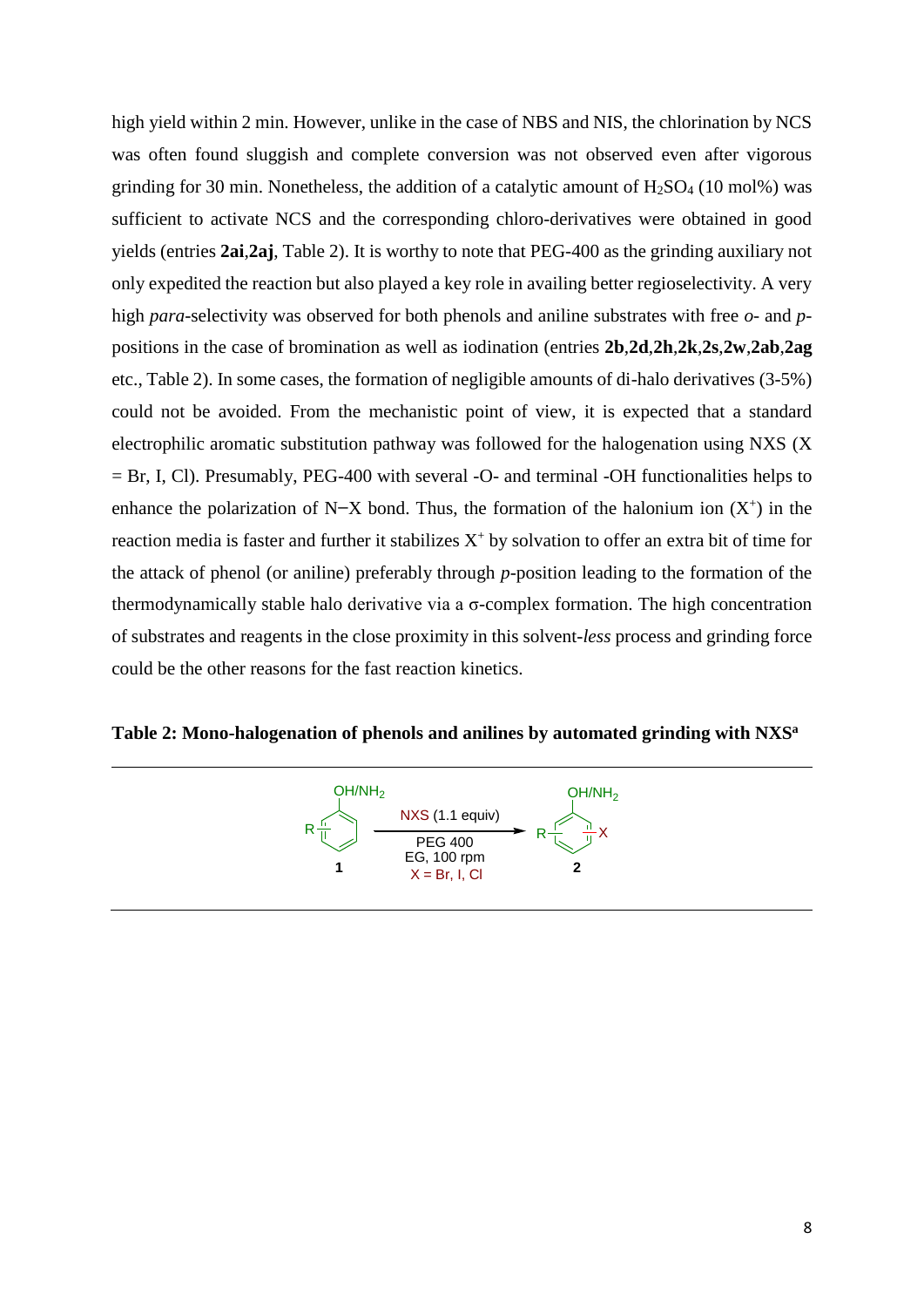high yield within 2 min. However, unlike in the case of NBS and NIS, the chlorination by NCS was often found sluggish and complete conversion was not observed even after vigorous grinding for 30 min. Nonetheless, the addition of a catalytic amount of $H_2SO_4$ (10 mol%) was sufficient to activate NCS and the corresponding chloro-derivatives were obtained in good yields (entries **2ai**,**2aj**, Table 2). It is worthy to note that PEG-400 as the grinding auxiliary not only expedited the reaction but also played a key role in availing better regioselectivity. A very high *para*-selectivity was observed for both phenols and aniline substrates with free *o*- and *p*-positions in the case of bromination as well as iodination (entries **2b**,**2d**,**2h**,**2k**,**2s**,**2w**,**2ab**,**2ag** etc., Table 2). In some cases, the formation of negligible amounts of di-halo derivatives (3-5%) could not be avoided. From the mechanistic point of view, it is expected that a standard electrophilic aromatic substitution pathway was followed for the halogenation using NXS (X = Br, I, Cl). Presumably, PEG-400 with several -O- and terminal -OH functionalities helps to enhance the polarization of N−X bond. Thus, the formation of the halonium ion ($X^+$) in the reaction media is faster and further it stabilizes $X^+$ by solvation to offer an extra bit of time for the attack of phenol (or aniline) preferably through *p*-position leading to the formation of the thermodynamically stable halo derivative via a σ-complex formation. The high concentration of substrates and reagents in the close proximity in this solvent-*less* process and grinding force could be the other reasons for the fast reaction kinetics.

**Table 2: Mono-halogenation of phenols and anilines by automated grinding with NXS[a]**

OH/$NH_2$ R **1** → NXS (1.1 equiv), PEG 400, EG, 100 rpm, X = Br, I, Cl → OH/$NH_2$ R X **2**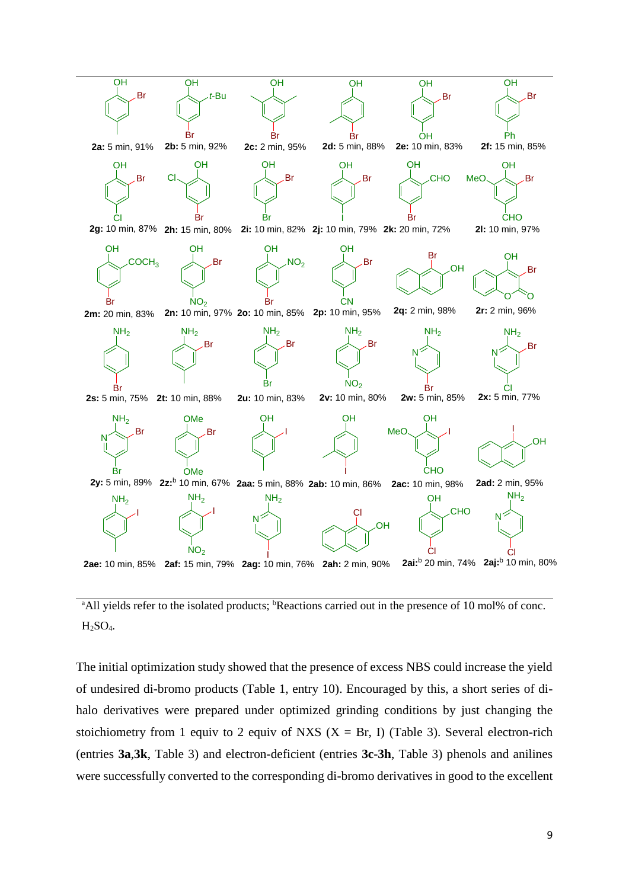2a: 5 min, 91% | 2b: 5 min, 92% | 2c: 2 min, 95% | 2d: 5 min, 88% | 2e: 10 min, 83% | 2f: 15 min, 85%

2g: 10 min, 87% | 2h: 15 min, 80% | 2i: 10 min, 82% | 2j: 10 min, 79% | 2k: 20 min, 72% | 2l: 10 min, 97%

2m: 20 min, 83% | 2n: 10 min, 97% | 2o: 10 min, 85% | 2p: 10 min, 95% | 2q: 2 min, 98% | 2r: 2 min, 96%

2s: 5 min, 75% | 2t: 10 min, 88% | 2u: 10 min, 83% | 2v: 10 min, 80% | 2w: 5 min, 85% | 2x: 5 min, 77%

2y: 5 min, 89% | 2z:[b] 10 min, 67% | 2aa: 5 min, 88% | 2ab: 10 min, 86% | 2ac: 10 min, 98% | 2ad: 2 min, 95%

2ae: 10 min, 85% | 2af: 15 min, 79% | 2ag: 10 min, 76% | 2ah: 2 min, 90% | 2ai:[b] 20 min, 74% | 2aj:[b] 10 min, 80%

[a]All yields refer to the isolated products; [b]Reactions carried out in the presence of 10 mol% of conc. $H_2SO_4$.

The initial optimization study showed that the presence of excess NBS could increase the yield of undesired di-bromo products (Table 1, entry 10). Encouraged by this, a short series of di-halo derivatives were prepared under optimized grinding conditions by just changing the stoichiometry from 1 equiv to 2 equiv of NXS (X = Br, I) (Table 3). Several electron-rich (entries **3a**,**3k**, Table 3) and electron-deficient (entries **3c**-**3h**, Table 3) phenols and anilines were successfully converted to the corresponding di-bromo derivatives in good to the excellent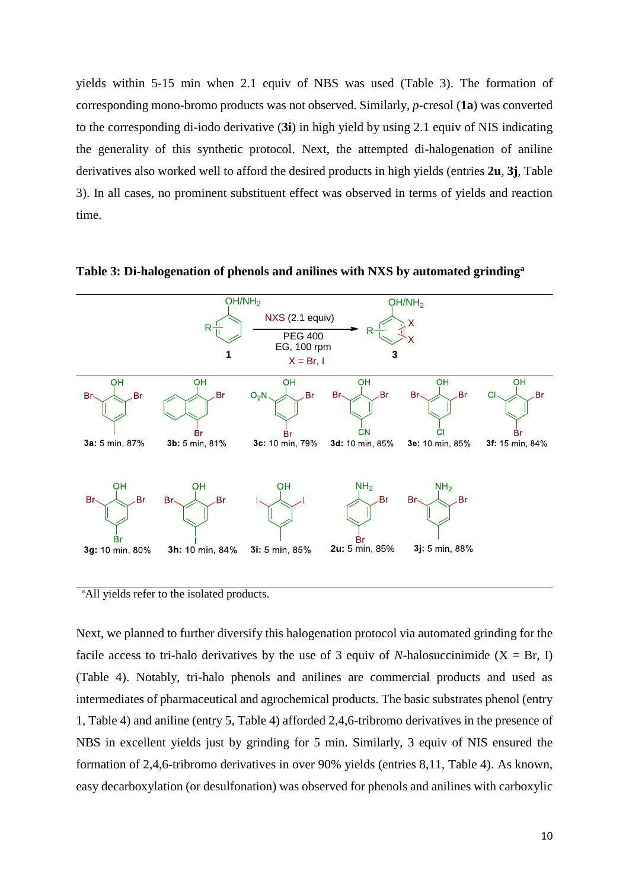yields within 5-15 min when 2.1 equiv of NBS was used (Table 3). The formation of corresponding mono-bromo products was not observed. Similarly, *p*-cresol (**1a**) was converted to the corresponding di-iodo derivative (**3i**) in high yield by using 2.1 equiv of NIS indicating the generality of this synthetic protocol. Next, the attempted di-halogenation of aniline derivatives also worked well to afford the desired products in high yields (entries **2u**, **3j**, Table 3). In all cases, no prominent substituent effect was observed in terms of yields and reaction time.

**Table 3: Di-halogenation of phenols and anilines with NXS by automated grinding[a]**

Reaction: **1** (R-substituted phenol/aniline, OH/NH$_2$) → NXS (2.1 equiv), PEG 400, EG, 100 rpm, X = Br, I → **3**

| Product | Time | Yield |
|---|---|---|
| **3a** | 5 min | 87% |
| **3b** | 5 min | 81% |
| **3c** | 10 min | 79% |
| **3d** | 10 min | 85% |
| **3e** | 10 min | 85% |
| **3f** | 15 min | 84% |
| **3g** | 10 min | 80% |
| **3h** | 10 min | 84% |
| **3i** | 5 min | 85% |
| **2u** | 5 min | 85% |
| **3j** | 5 min | 88% |

[a]All yields refer to the isolated products.

Next, we planned to further diversify this halogenation protocol via automated grinding for the facile access to tri-halo derivatives by the use of 3 equiv of *N*-halosuccinimide (X = Br, I) (Table 4). Notably, tri-halo phenols and anilines are commercial products and used as intermediates of pharmaceutical and agrochemical products. The basic substrates phenol (entry 1, Table 4) and aniline (entry 5, Table 4) afforded 2,4,6-tribromo derivatives in the presence of NBS in excellent yields just by grinding for 5 min. Similarly, 3 equiv of NIS ensured the formation of 2,4,6-tribromo derivatives in over 90% yields (entries 8,11, Table 4). As known, easy decarboxylation (or desulfonation) was observed for phenols and anilines with carboxylic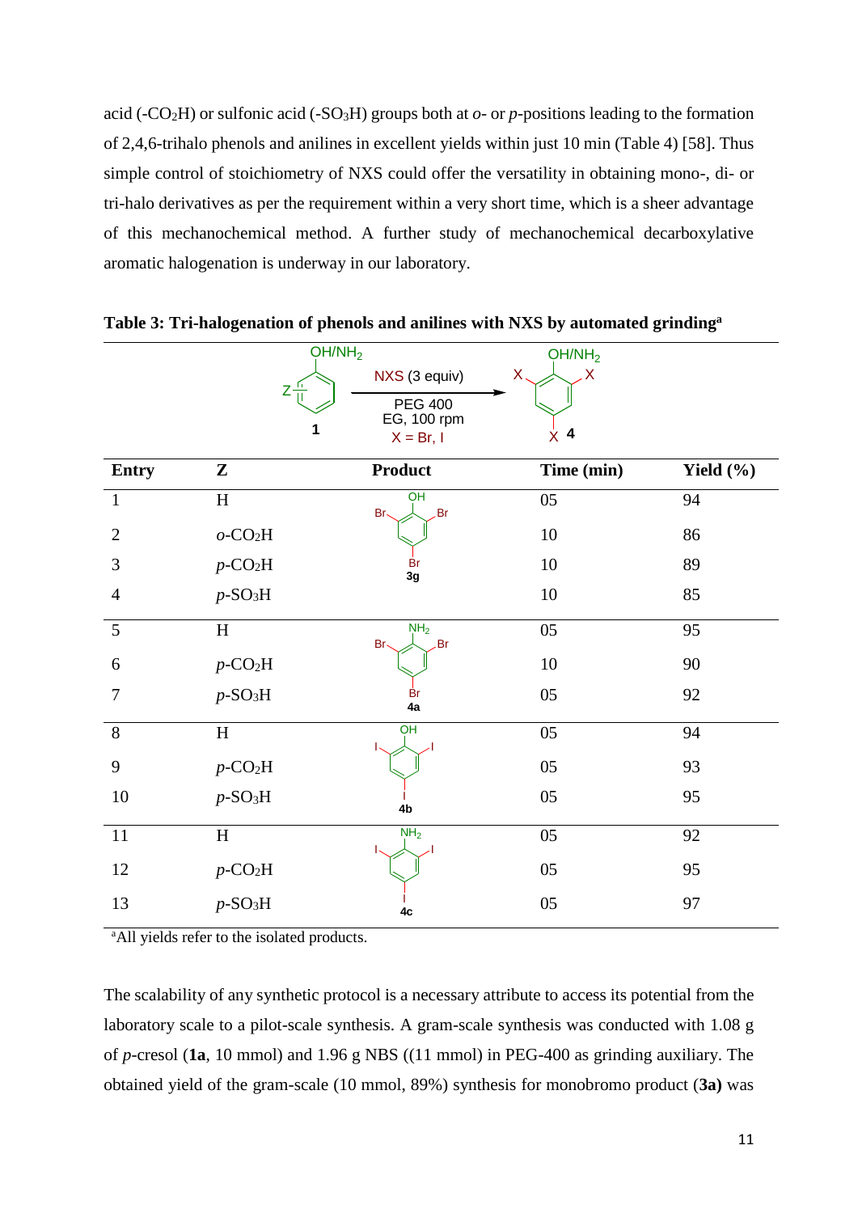acid (-$CO_2$H) or sulfonic acid (-$SO_3$H) groups both at *o*- or *p*-positions leading to the formation of 2,4,6-trihalo phenols and anilines in excellent yields within just 10 min (Table 4) [58]. Thus simple control of stoichiometry of NXS could offer the versatility in obtaining mono-, di- or tri-halo derivatives as per the requirement within a very short time, which is a sheer advantage of this mechanochemical method. A further study of mechanochemical decarboxylative aromatic halogenation is underway in our laboratory.

**Table 3: Tri-halogenation of phenols and anilines with NXS by automated grinding[a]**

Reaction scheme: **1** (Z-substituted phenol/aniline, OH/$NH_2$) → NXS (3 equiv), PEG 400, EG, 100 rpm, X = Br, I → **4** (2,4,6-trihalo OH/$NH_2$ product)

| Entry | Z | Product | Time (min) | Yield (%) |
|---|---|---|---|---|
| 1 | H | 3g (2,4,6-tribromophenol) | 05 | 94 |
| 2 | *o*-$CO_2$H | 3g | 10 | 86 |
| 3 | *p*-$CO_2$H | 3g | 10 | 89 |
| 4 | *p*-$SO_3$H | 3g | 10 | 85 |
| 5 | H | 4a (2,4,6-tribromoaniline) | 05 | 95 |
| 6 | *p*-$CO_2$H | 4a | 10 | 90 |
| 7 | *p*-$SO_3$H | 4a | 05 | 92 |
| 8 | H | 4b (2,4,6-triiodophenol) | 05 | 94 |
| 9 | *p*-$CO_2$H | 4b | 05 | 93 |
| 10 | *p*-$SO_3$H | 4b | 05 | 95 |
| 11 | H | 4c (2,4,6-triiodoaniline) | 05 | 92 |
| 12 | *p*-$CO_2$H | 4c | 05 | 95 |
| 13 | *p*-$SO_3$H | 4c | 05 | 97 |

[a]All yields refer to the isolated products.

The scalability of any synthetic protocol is a necessary attribute to access its potential from the laboratory scale to a pilot-scale synthesis. A gram-scale synthesis was conducted with 1.08 g of *p*-cresol (**1a**, 10 mmol) and 1.96 g NBS ((11 mmol) in PEG-400 as grinding auxiliary. The obtained yield of the gram-scale (10 mmol, 89%) synthesis for monobromo product (**3a)** was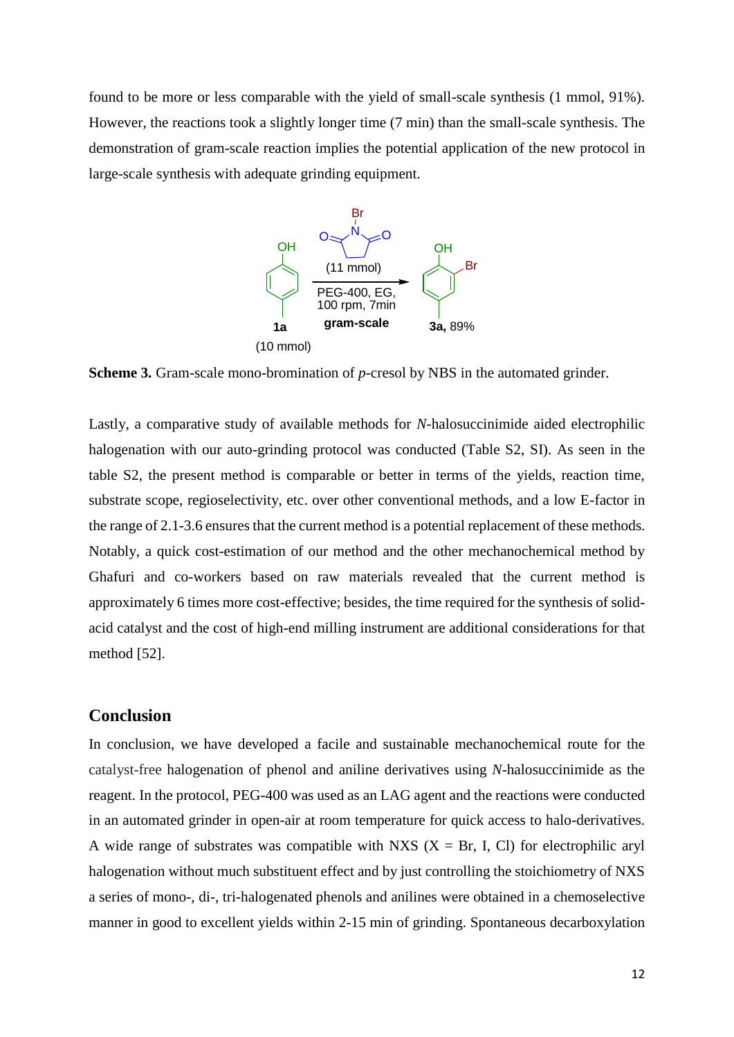found to be more or less comparable with the yield of small-scale synthesis (1 mmol, 91%). However, the reactions took a slightly longer time (7 min) than the small-scale synthesis. The demonstration of gram-scale reaction implies the potential application of the new protocol in large-scale synthesis with adequate grinding equipment.

**Scheme 3.** Gram-scale mono-bromination of *p*-cresol by NBS in the automated grinder.

Lastly, a comparative study of available methods for *N*-halosuccinimide aided electrophilic halogenation with our auto-grinding protocol was conducted (Table S2, SI). As seen in the table S2, the present method is comparable or better in terms of the yields, reaction time, substrate scope, regioselectivity, etc. over other conventional methods, and a low E-factor in the range of 2.1-3.6 ensures that the current method is a potential replacement of these methods. Notably, a quick cost-estimation of our method and the other mechanochemical method by Ghafuri and co-workers based on raw materials revealed that the current method is approximately 6 times more cost-effective; besides, the time required for the synthesis of solid-acid catalyst and the cost of high-end milling instrument are additional considerations for that method [52].

## Conclusion

In conclusion, we have developed a facile and sustainable mechanochemical route for the catalyst-free halogenation of phenol and aniline derivatives using *N*-halosuccinimide as the reagent. In the protocol, PEG-400 was used as an LAG agent and the reactions were conducted in an automated grinder in open-air at room temperature for quick access to halo-derivatives. A wide range of substrates was compatible with NXS (X = Br, I, Cl) for electrophilic aryl halogenation without much substituent effect and by just controlling the stoichiometry of NXS a series of mono-, di-, tri-halogenated phenols and anilines were obtained in a chemoselective manner in good to excellent yields within 2-15 min of grinding. Spontaneous decarboxylation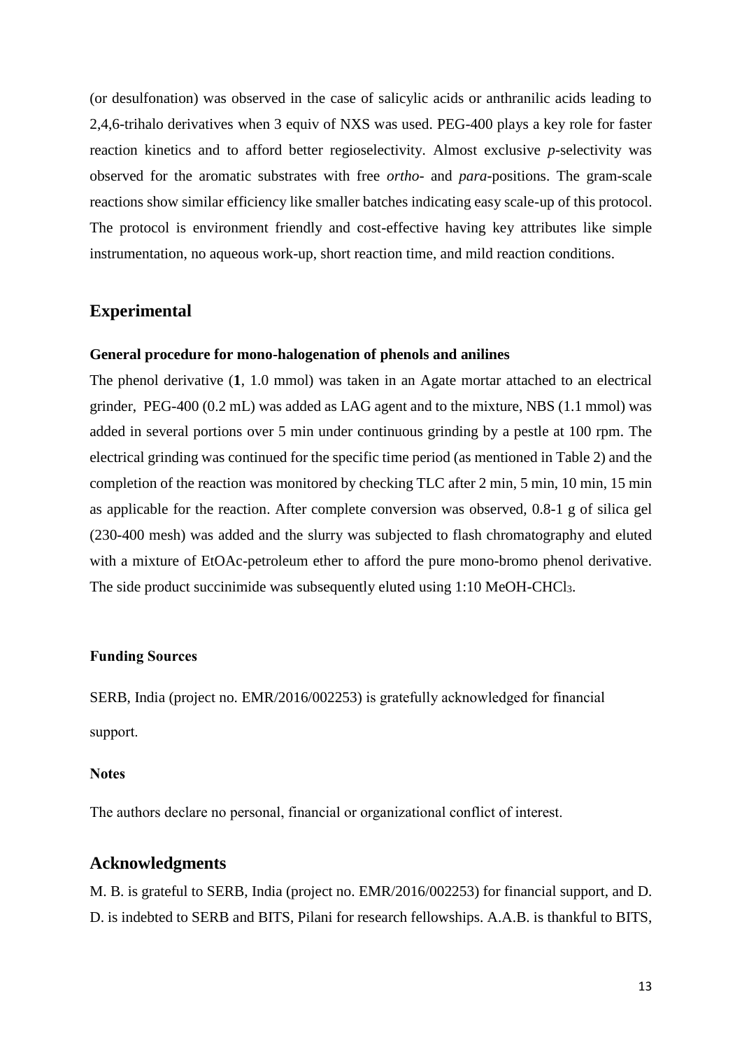(or desulfonation) was observed in the case of salicylic acids or anthranilic acids leading to 2,4,6-trihalo derivatives when 3 equiv of NXS was used. PEG-400 plays a key role for faster reaction kinetics and to afford better regioselectivity. Almost exclusive *p*-selectivity was observed for the aromatic substrates with free *ortho-* and *para*-positions. The gram-scale reactions show similar efficiency like smaller batches indicating easy scale-up of this protocol. The protocol is environment friendly and cost-effective having key attributes like simple instrumentation, no aqueous work-up, short reaction time, and mild reaction conditions.

## Experimental

### General procedure for mono-halogenation of phenols and anilines

The phenol derivative (**1**, 1.0 mmol) was taken in an Agate mortar attached to an electrical grinder, PEG-400 (0.2 mL) was added as LAG agent and to the mixture, NBS (1.1 mmol) was added in several portions over 5 min under continuous grinding by a pestle at 100 rpm. The electrical grinding was continued for the specific time period (as mentioned in Table 2) and the completion of the reaction was monitored by checking TLC after 2 min, 5 min, 10 min, 15 min as applicable for the reaction. After complete conversion was observed, 0.8-1 g of silica gel (230-400 mesh) was added and the slurry was subjected to flash chromatography and eluted with a mixture of EtOAc-petroleum ether to afford the pure mono-bromo phenol derivative. The side product succinimide was subsequently eluted using 1:10 MeOH-$CHCl_3$.

### Funding Sources

SERB, India (project no. EMR/2016/002253) is gratefully acknowledged for financial support.

### Notes

The authors declare no personal, financial or organizational conflict of interest.

## Acknowledgments

M. B. is grateful to SERB, India (project no. EMR/2016/002253) for financial support, and D. D. is indebted to SERB and BITS, Pilani for research fellowships. A.A.B. is thankful to BITS,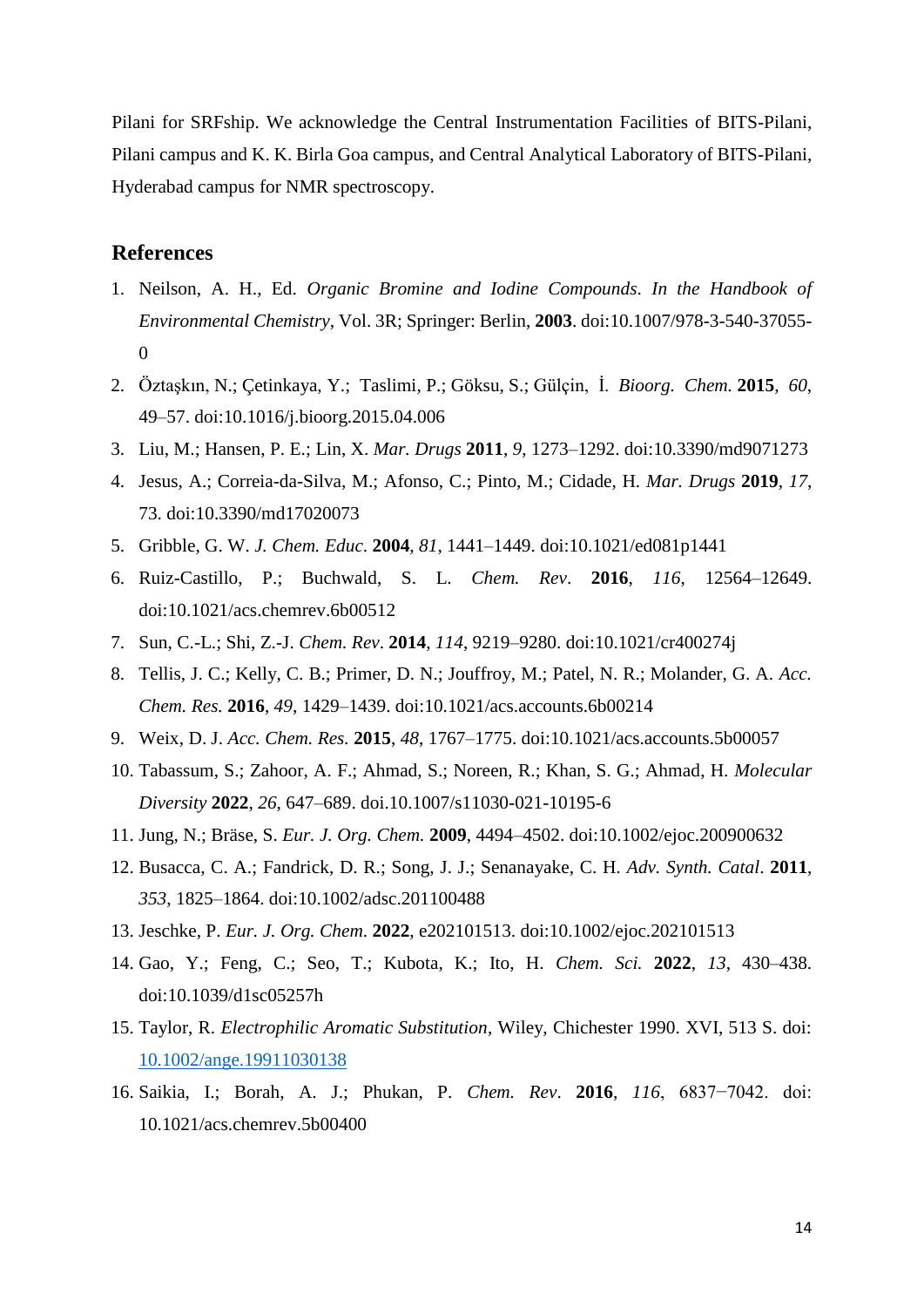Pilani for SRFship. We acknowledge the Central Instrumentation Facilities of BITS-Pilani, Pilani campus and K. K. Birla Goa campus, and Central Analytical Laboratory of BITS-Pilani, Hyderabad campus for NMR spectroscopy.

## References

1. Neilson, A. H., Ed. *Organic Bromine and Iodine Compounds*. *In the Handbook of Environmental Chemistry*, Vol. 3R; Springer: Berlin, **2003**. doi:10.1007/978-3-540-37055-0
2. Öztaşkın, N.; Çetinkaya, Y.; Taslimi, P.; Göksu, S.; Gülçin, İ. *Bioorg. Chem.* **2015**, *60*, 49–57. doi:10.1016/j.bioorg.2015.04.006
3. Liu, M.; Hansen, P. E.; Lin, X. *Mar. Drugs* **2011**, *9*, 1273–1292. doi:10.3390/md9071273
4. Jesus, A.; Correia-da-Silva, M.; Afonso, C.; Pinto, M.; Cidade, H. *Mar. Drugs* **2019**, *17*, 73. doi:10.3390/md17020073
5. Gribble, G. W. *J. Chem. Educ.* **2004**, *81*, 1441–1449. doi:10.1021/ed081p1441
6. Ruiz-Castillo, P.; Buchwald, S. L. *Chem. Rev*. **2016**, *116*, 12564–12649. doi:10.1021/acs.chemrev.6b00512
7. Sun, C.-L.; Shi, Z.-J. *Chem. Rev*. **2014**, *114*, 9219–9280. doi:10.1021/cr400274j
8. Tellis, J. C.; Kelly, C. B.; Primer, D. N.; Jouffroy, M.; Patel, N. R.; Molander, G. A. *Acc. Chem. Res.* **2016**, *49*, 1429–1439. doi:10.1021/acs.accounts.6b00214
9. Weix, D. J. *Acc. Chem. Res.* **2015**, *48*, 1767–1775. doi:10.1021/acs.accounts.5b00057
10. Tabassum, S.; Zahoor, A. F.; Ahmad, S.; Noreen, R.; Khan, S. G.; Ahmad, H. *Molecular Diversity* **2022**, *26*, 647–689. doi.10.1007/s11030-021-10195-6
11. Jung, N.; Bräse, S. *Eur. J. Org. Chem.* **2009**, 4494–4502. doi:10.1002/ejoc.200900632
12. Busacca, C. A.; Fandrick, D. R.; Song, J. J.; Senanayake, C. H. *Adv. Synth. Catal*. **2011**, *353*, 1825–1864. doi:10.1002/adsc.201100488
13. Jeschke, P. *Eur. J. Org. Chem.* **2022**, e202101513. doi:10.1002/ejoc.202101513
14. Gao, Y.; Feng, C.; Seo, T.; Kubota, K.; Ito, H. *Chem. Sci.* **2022**, *13*, 430–438. doi:10.1039/d1sc05257h
15. Taylor, R. *Electrophilic Aromatic Substitution*, Wiley, Chichester 1990. XVI, 513 S. doi: 10.1002/ange.19911030138
16. Saikia, I.; Borah, A. J.; Phukan, P. *Chem. Rev*. **2016**, *116*, 6837−7042. doi: 10.1021/acs.chemrev.5b00400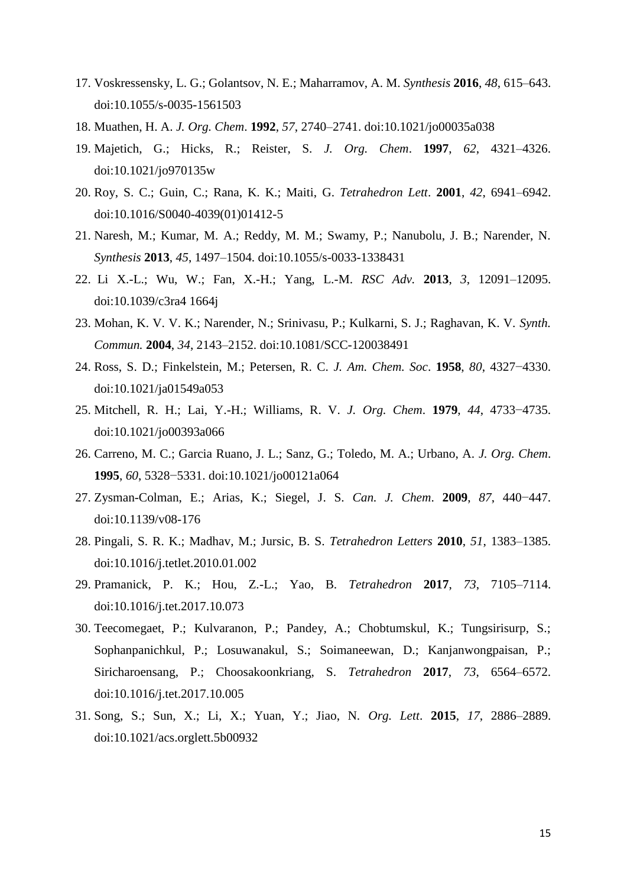17. Voskressensky, L. G.; Golantsov, N. E.; Maharramov, A. M. *Synthesis* **2016**, *48*, 615–643. doi:10.1055/s-0035-1561503
18. Muathen, H. A. *J. Org. Chem*. **1992**, *57*, 2740–2741. doi:10.1021/jo00035a038
19. Majetich, G.; Hicks, R.; Reister, S. *J. Org. Chem*. **1997**, *62*, 4321–4326. doi:10.1021/jo970135w
20. Roy, S. C.; Guin, C.; Rana, K. K.; Maiti, G. *Tetrahedron Lett*. **2001**, *42*, 6941–6942. doi:10.1016/S0040-4039(01)01412-5
21. Naresh, M.; Kumar, M. A.; Reddy, M. M.; Swamy, P.; Nanubolu, J. B.; Narender, N. *Synthesis* **2013**, *45*, 1497–1504. doi:10.1055/s-0033-1338431
22. Li X.-L.; Wu, W.; Fan, X.-H.; Yang, L.-M. *RSC Adv.* **2013**, *3*, 12091–12095. doi:10.1039/c3ra4 1664j
23. Mohan, K. V. V. K.; Narender, N.; Srinivasu, P.; Kulkarni, S. J.; Raghavan, K. V. *Synth. Commun.* **2004**, *34*, 2143–2152. doi:10.1081/SCC-120038491
24. Ross, S. D.; Finkelstein, M.; Petersen, R. C. *J. Am. Chem. Soc*. **1958**, *80*, 4327−4330. doi:10.1021/ja01549a053
25. Mitchell, R. H.; Lai, Y.-H.; Williams, R. V. *J. Org. Chem*. **1979**, *44*, 4733−4735. doi:10.1021/jo00393a066
26. Carreno, M. C.; Garcia Ruano, J. L.; Sanz, G.; Toledo, M. A.; Urbano, A. *J. Org. Chem*. **1995**, *60*, 5328−5331. doi:10.1021/jo00121a064
27. Zysman-Colman, E.; Arias, K.; Siegel, J. S. *Can. J. Chem*. **2009**, *87*, 440−447. doi:10.1139/v08-176
28. Pingali, S. R. K.; Madhav, M.; Jursic, B. S. *Tetrahedron Letters* **2010**, *51*, 1383–1385. doi:10.1016/j.tetlet.2010.01.002
29. Pramanick, P. K.; Hou, Z.-L.; Yao, B. *Tetrahedron* **2017**, *73*, 7105–7114. doi:10.1016/j.tet.2017.10.073
30. Teecomegaet, P.; Kulvaranon, P.; Pandey, A.; Chobtumskul, K.; Tungsirisurp, S.; Sophanpanichkul, P.; Losuwanakul, S.; Soimaneewan, D.; Kanjanwongpaisan, P.; Siricharoensang, P.; Choosakoonkriang, S. *Tetrahedron* **2017**, *73*, 6564–6572. doi:10.1016/j.tet.2017.10.005
31. Song, S.; Sun, X.; Li, X.; Yuan, Y.; Jiao, N. *Org. Lett*. **2015**, *17*, 2886–2889. doi:10.1021/acs.orglett.5b00932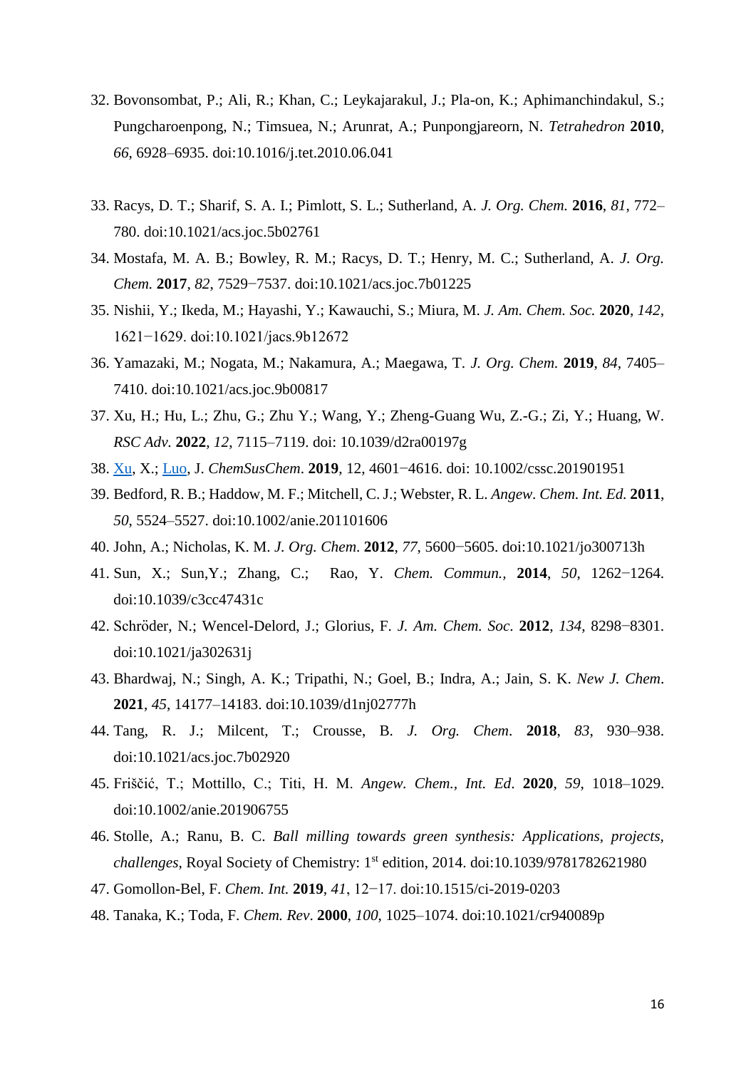32. Bovonsombat, P.; Ali, R.; Khan, C.; Leykajarakul, J.; Pla-on, K.; Aphimanchindakul, S.; Pungcharoenpong, N.; Timsuea, N.; Arunrat, A.; Punpongjareorn, N. *Tetrahedron* **2010**, *66*, 6928–6935. doi:10.1016/j.tet.2010.06.041

33. Racys, D. T.; Sharif, S. A. I.; Pimlott, S. L.; Sutherland, A. *J. Org. Chem.* **2016**, *81*, 772–780. doi:10.1021/acs.joc.5b02761
34. Mostafa, M. A. B.; Bowley, R. M.; Racys, D. T.; Henry, M. C.; Sutherland, A. *J. Org. Chem.* **2017**, *82*, 7529−7537. doi:10.1021/acs.joc.7b01225
35. Nishii, Y.; Ikeda, M.; Hayashi, Y.; Kawauchi, S.; Miura, M. *J. Am. Chem. Soc.* **2020**, *142*, 1621−1629. doi:10.1021/jacs.9b12672
36. Yamazaki, M.; Nogata, M.; Nakamura, A.; Maegawa, T. *J. Org. Chem.* **2019**, *84*, 7405–7410. doi:10.1021/acs.joc.9b00817
37. Xu, H.; Hu, L.; Zhu, G.; Zhu Y.; Wang, Y.; Zheng-Guang Wu, Z.-G.; Zi, Y.; Huang, W. *RSC Adv.* **2022**, *12*, 7115–7119. doi: 10.1039/d2ra00197g
38. Xu, X.; Luo, J. *ChemSusChem*. **2019**, 12, 4601−4616. doi: 10.1002/cssc.201901951
39. Bedford, R. B.; Haddow, M. F.; Mitchell, C. J.; Webster, R. L. *Angew. Chem. Int. Ed.* **2011**, *50*, 5524–5527. doi:10.1002/anie.201101606
40. John, A.; Nicholas, K. M. *J. Org. Chem*. **2012**, *77*, 5600−5605. doi:10.1021/jo300713h
41. Sun, X.; Sun,Y.; Zhang, C.; Rao, Y. *Chem. Commun.,* **2014**, *50*, 1262−1264. doi:10.1039/c3cc47431c
42. Schröder, N.; Wencel-Delord, J.; Glorius, F. *J. Am. Chem. Soc*. **2012**, *134*, 8298−8301. doi:10.1021/ja302631j
43. Bhardwaj, N.; Singh, A. K.; Tripathi, N.; Goel, B.; Indra, A.; Jain, S. K. *New J. Chem*. **2021**, *45*, 14177–14183. doi:10.1039/d1nj02777h
44. Tang, R. J.; Milcent, T.; Crousse, B. *J. Org. Chem*. **2018**, *83*, 930–938. doi:10.1021/acs.joc.7b02920
45. Friščić, T.; Mottillo, C.; Titi, H. M. *Angew. Chem., Int. Ed*. **2020**, *59*, 1018–1029. doi:10.1002/anie.201906755
46. Stolle, A.; Ranu, B. C. *Ball milling towards green synthesis: Applications, projects, challenges*, Royal Society of Chemistry: 1st edition, 2014. doi:10.1039/9781782621980
47. Gomollon-Bel, F. *Chem. Int.* **2019**, *41*, 12−17. doi:10.1515/ci-2019-0203
48. Tanaka, K.; Toda, F. *Chem. Rev*. **2000**, *100*, 1025–1074. doi:10.1021/cr940089p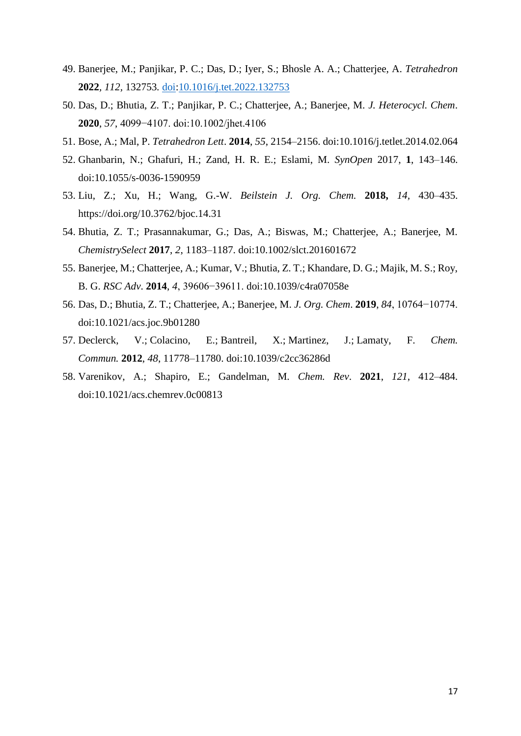49. Banerjee, M.; Panjikar, P. C.; Das, D.; Iyer, S.; Bhosle A. A.; Chatterjee, A. *Tetrahedron* **2022**, *112*, 132753. doi:10.1016/j.tet.2022.132753
50. Das, D.; Bhutia, Z. T.; Panjikar, P. C.; Chatterjee, A.; Banerjee, M. *J. Heterocycl. Chem*. **2020**, *57*, 4099−4107. doi:10.1002/jhet.4106
51. Bose, A.; Mal, P. *Tetrahedron Lett*. **2014**, *55*, 2154–2156. doi:10.1016/j.tetlet.2014.02.064
52. Ghanbarin, N.; Ghafuri, H.; Zand, H. R. E.; Eslami, M. *SynOpen* 2017, **1**, 143–146. doi:10.1055/s-0036-1590959
53. Liu, Z.; Xu, H.; Wang, G.-W. *Beilstein J. Org. Chem.* **2018,** *14*, 430–435. https://doi.org/10.3762/bjoc.14.31
54. Bhutia, Z. T.; Prasannakumar, G.; Das, A.; Biswas, M.; Chatterjee, A.; Banerjee, M. *ChemistrySelect* **2017**, *2*, 1183–1187. doi:10.1002/slct.201601672
55. Banerjee, M.; Chatterjee, A.; Kumar, V.; Bhutia, Z. T.; Khandare, D. G.; Majik, M. S.; Roy, B. G. *RSC Adv*. **2014**, *4*, 39606−39611. doi:10.1039/c4ra07058e
56. Das, D.; Bhutia, Z. T.; Chatterjee, A.; Banerjee, M. *J. Org. Chem*. **2019**, *84*, 10764−10774. doi:10.1021/acs.joc.9b01280
57. Declerck, V.; Colacino, E.; Bantreil, X.; Martinez, J.; Lamaty, F. *Chem. Commun.* **2012**, *48*, 11778–11780. doi:10.1039/c2cc36286d
58. Varenikov, A.; Shapiro, E.; Gandelman, M. *Chem. Rev*. **2021**, *121*, 412–484. doi:10.1021/acs.chemrev.0c00813